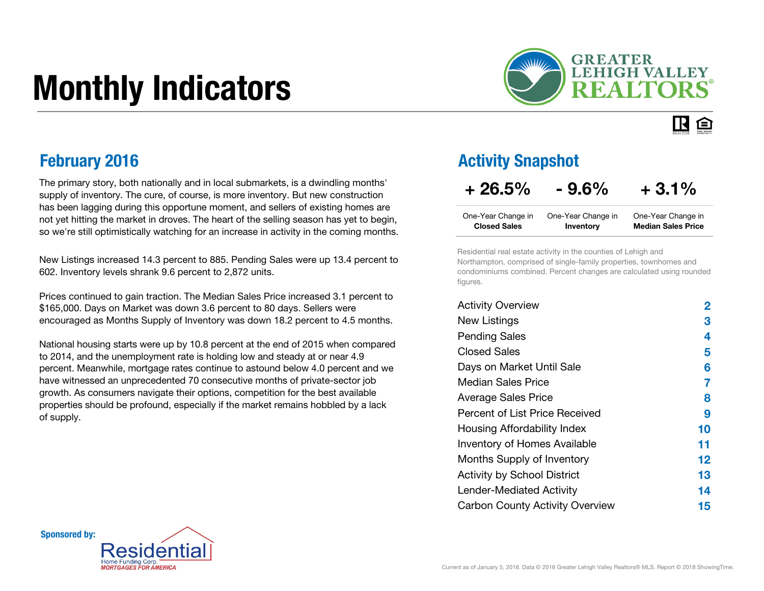# Monthly Indicators

GREATER LEHIGH VALLEY REALTORS®

## February 2016

The primary story, both nationally and in local submarkets, is a dwindling months' supply of inventory. The cure, of course, is more inventory. But new construction has been lagging during this opportune moment, and sellers of existing homes are not yet hitting the market in droves. The heart of the selling season has yet to begin, so we're still optimistically watching for an increase in activity in the coming months.

New Listings increased 14.3 percent to 885. Pending Sales were up 13.4 percent to 602. Inventory levels shrank 9.6 percent to 2,872 units.

Prices continued to gain traction. The Median Sales Price increased 3.1 percent to $165,000. Days on Market was down 3.6 percent to 80 days. Sellers were encouraged as Months Supply of Inventory was down 18.2 percent to 4.5 months.

National housing starts were up by 10.8 percent at the end of 2015 when compared to 2014, and the unemployment rate is holding low and steady at or near 4.9 percent. Meanwhile, mortgage rates continue to astound below 4.0 percent and we have witnessed an unprecedented 70 consecutive months of private-sector job growth. As consumers navigate their options, competition for the best available properties should be profound, especially if the market remains hobbled by a lack of supply.

## Activity Snapshot

| + 26.5% | - 9.6% | + 3.1% |
|---|---|---|
| One-Year Change in **Closed Sales** | One-Year Change in **Inventory** | One-Year Change in **Median Sales Price** |

Residential real estate activity in the counties of Lehigh and Northampton, comprised of single-family properties, townhomes and condominiums combined. Percent changes are calculated using rounded figures.

| | |
|---|---|
| Activity Overview | 2 |
| New Listings | 3 |
| Pending Sales | 4 |
| Closed Sales | 5 |
| Days on Market Until Sale | 6 |
| Median Sales Price | 7 |
| Average Sales Price | 8 |
| Percent of List Price Received | 9 |
| Housing Affordability Index | 10 |
| Inventory of Homes Available | 11 |
| Months Supply of Inventory | 12 |
| Activity by School District | 13 |
| Lender-Mediated Activity | 14 |
| Carbon County Activity Overview | 15 |

**Sponsored by:** Residential Home Funding Corp. *MORTGAGES FOR AMERICA*

Current as of January 5, 2018. Data © 2018 Greater Lehigh Valley Realtors® MLS. Report © 2018 ShowingTime.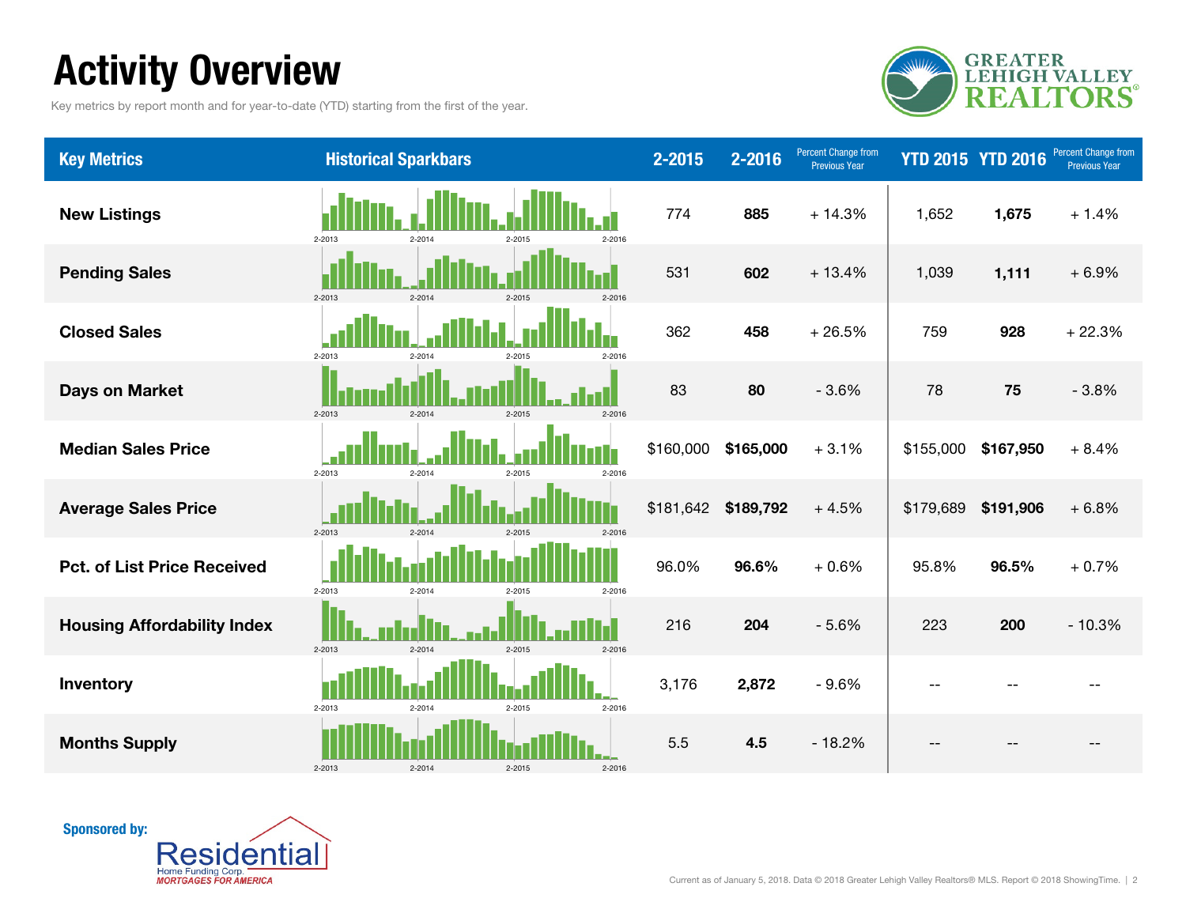# Activity Overview

Key metrics by report month and for year-to-date (YTD) starting from the first of the year.

GREATER LEHIGH VALLEY REALTORS®

| Key Metrics | Historical Sparkbars | 2-2015 | 2-2016 | Percent Change from Previous Year | YTD 2015 | YTD 2016 | Percent Change from Previous Year |
|---|---|---|---|---|---|---|---|
| New Listings | 2-2013 2-2014 2-2015 2-2016 | 774 | **885** | + 14.3% | 1,652 | **1,675** | + 1.4% |
| Pending Sales | 2-2013 2-2014 2-2015 2-2016 | 531 | **602** | + 13.4% | 1,039 | **1,111** | + 6.9% |
| Closed Sales | 2-2013 2-2014 2-2015 2-2016 | 362 | **458** | + 26.5% | 759 | **928** | + 22.3% |
| Days on Market | 2-2013 2-2014 2-2015 2-2016 | 83 | **80** | - 3.6% | 78 | **75** | - 3.8% |
| Median Sales Price | 2-2013 2-2014 2-2015 2-2016 | $160,000 | **$165,000** | + 3.1% | $155,000 | **$167,950** | + 8.4% |
| Average Sales Price | 2-2013 2-2014 2-2015 2-2016 | $181,642 | **$189,792** | + 4.5% | $179,689 | **$191,906** | + 6.8% |
| Pct. of List Price Received | 2-2013 2-2014 2-2015 2-2016 | 96.0% | **96.6%** | + 0.6% | 95.8% | **96.5%** | + 0.7% |
| Housing Affordability Index | 2-2013 2-2014 2-2015 2-2016 | 216 | **204** | - 5.6% | 223 | **200** | - 10.3% |
| Inventory | 2-2013 2-2014 2-2015 2-2016 | 3,176 | **2,872** | - 9.6% | -- | -- | -- |
| Months Supply | 2-2013 2-2014 2-2015 2-2016 | 5.5 | **4.5** | - 18.2% | -- | -- | -- |

**Sponsored by:** Residential Home Funding Corp. *MORTGAGES FOR AMERICA*

Current as of January 5, 2018. Data © 2018 Greater Lehigh Valley Realtors® MLS. Report © 2018 ShowingTime.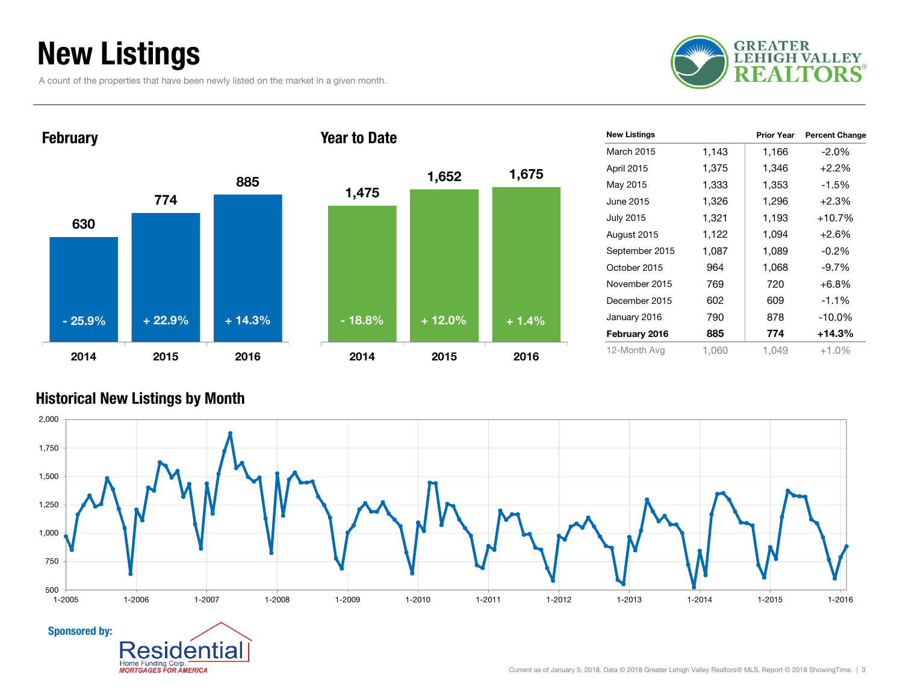# New Listings

A count of the properties that have been newly listed on the market in a given month.

GREATER LEHIGH VALLEY REALTORS®

## February

| Year | New Listings | Change |
|---|---|---|
| 2014 | 630 | - 25.9% |
| 2015 | 774 | + 22.9% |
| 2016 | 885 | + 14.3% |

## Year to Date

| Year | New Listings | Change |
|---|---|---|
| 2014 | 1,475 | - 18.8% |
| 2015 | 1,652 | + 12.0% |
| 2016 | 1,675 | + 1.4% |

| New Listings | | Prior Year | Percent Change |
|---|---|---|---|
| March 2015 | 1,143 | 1,166 | -2.0% |
| April 2015 | 1,375 | 1,346 | +2.2% |
| May 2015 | 1,333 | 1,353 | -1.5% |
| June 2015 | 1,326 | 1,296 | +2.3% |
| July 2015 | 1,321 | 1,193 | +10.7% |
| August 2015 | 1,122 | 1,094 | +2.6% |
| September 2015 | 1,087 | 1,089 | -0.2% |
| October 2015 | 964 | 1,068 | -9.7% |
| November 2015 | 769 | 720 | +6.8% |
| December 2015 | 602 | 609 | -1.1% |
| January 2016 | 790 | 878 | -10.0% |
| **February 2016** | **885** | **774** | **+14.3%** |
| 12-Month Avg | 1,060 | 1,049 | +1.0% |

## Historical New Listings by Month

Sponsored by: Residential Home Funding Corp. MORTGAGES FOR AMERICA

Current as of January 5, 2018. Data © 2018 Greater Lehigh Valley Realtors® MLS. Report © 2018 ShowingTime.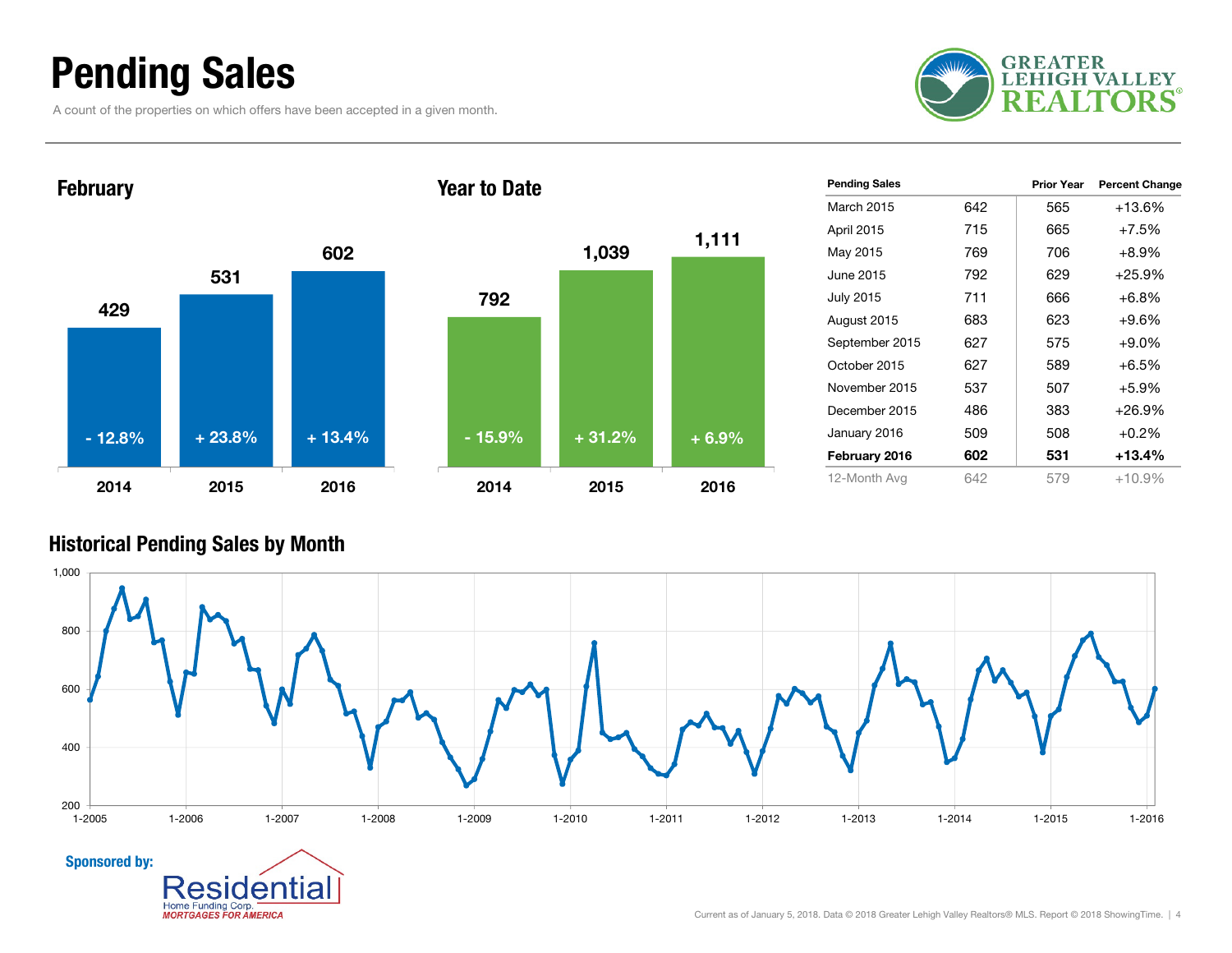# Pending Sales

A count of the properties on which offers have been accepted in a given month.

GREATER LEHIGH VALLEY REALTORS®

## February

| Year | Pending Sales | Change |
|---|---|---|
| 2014 | 429 | - 12.8% |
| 2015 | 531 | + 23.8% |
| 2016 | 602 | + 13.4% |

## Year to Date

| Year | Pending Sales | Change |
|---|---|---|
| 2014 | 792 | - 15.9% |
| 2015 | 1,039 | + 31.2% |
| 2016 | 1,111 | + 6.9% |

| Pending Sales | | Prior Year | Percent Change |
|---|---|---|---|
| March 2015 | 642 | 565 | +13.6% |
| April 2015 | 715 | 665 | +7.5% |
| May 2015 | 769 | 706 | +8.9% |
| June 2015 | 792 | 629 | +25.9% |
| July 2015 | 711 | 666 | +6.8% |
| August 2015 | 683 | 623 | +9.6% |
| September 2015 | 627 | 575 | +9.0% |
| October 2015 | 627 | 589 | +6.5% |
| November 2015 | 537 | 507 | +5.9% |
| December 2015 | 486 | 383 | +26.9% |
| January 2016 | 509 | 508 | +0.2% |
| **February 2016** | **602** | **531** | **+13.4%** |
| 12-Month Avg | 642 | 579 | +10.9% |

## Historical Pending Sales by Month

Sponsored by: Residential Home Funding Corp. *MORTGAGES FOR AMERICA*

Current as of January 5, 2018. Data © 2018 Greater Lehigh Valley Realtors® MLS. Report © 2018 ShowingTime.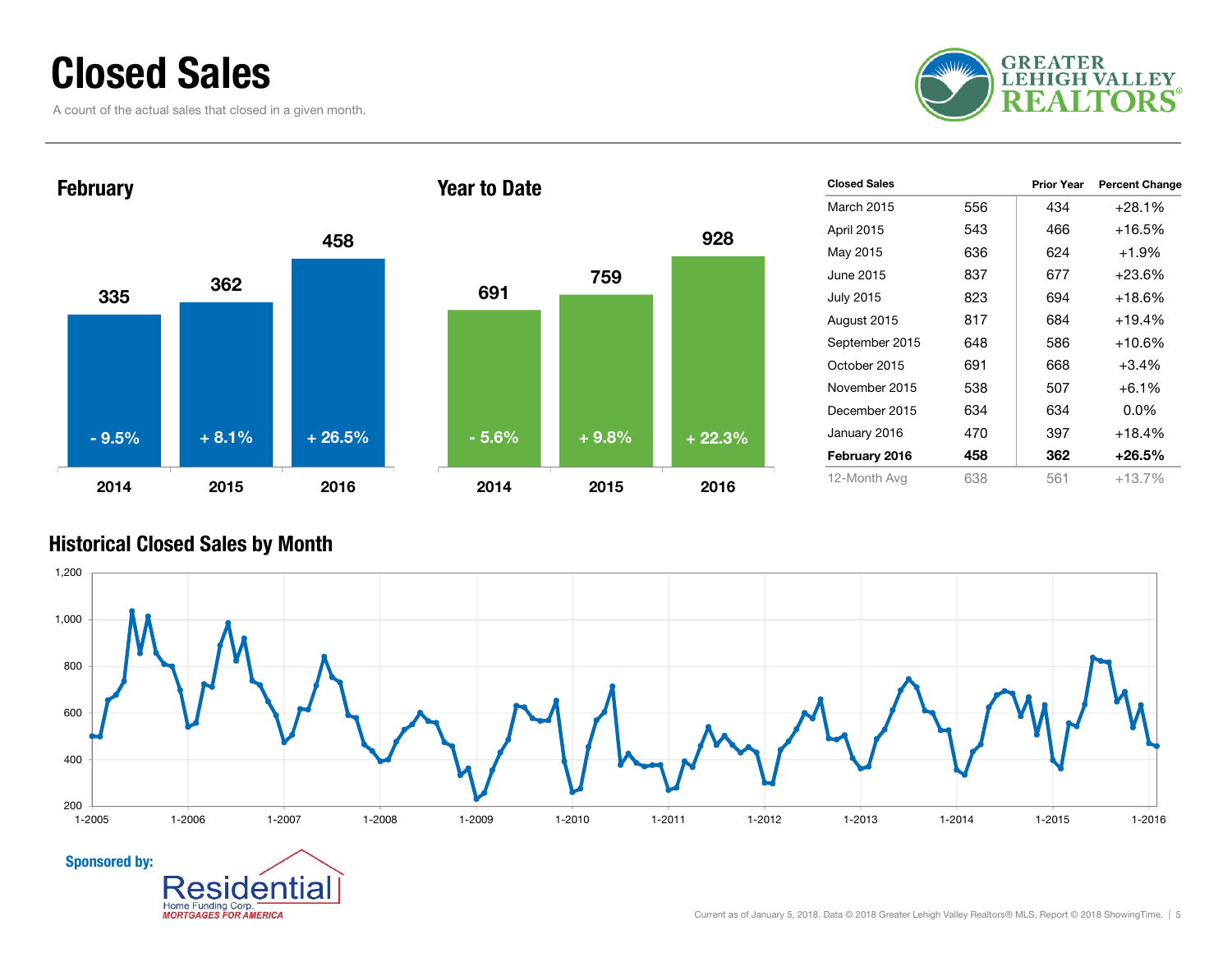# Closed Sales

A count of the actual sales that closed in a given month.

GREATER LEHIGH VALLEY REALTORS®

## February

| Year | Closed Sales | Change |
|---|---|---|
| 2014 | 335 | - 9.5% |
| 2015 | 362 | + 8.1% |
| 2016 | 458 | + 26.5% |

## Year to Date

| Year | Closed Sales | Change |
|---|---|---|
| 2014 | 691 | - 5.6% |
| 2015 | 759 | + 9.8% |
| 2016 | 928 | + 22.3% |

| Closed Sales | | Prior Year | Percent Change |
|---|---|---|---|
| March 2015 | 556 | 434 | +28.1% |
| April 2015 | 543 | 466 | +16.5% |
| May 2015 | 636 | 624 | +1.9% |
| June 2015 | 837 | 677 | +23.6% |
| July 2015 | 823 | 694 | +18.6% |
| August 2015 | 817 | 684 | +19.4% |
| September 2015 | 648 | 586 | +10.6% |
| October 2015 | 691 | 668 | +3.4% |
| November 2015 | 538 | 507 | +6.1% |
| December 2015 | 634 | 634 | 0.0% |
| January 2016 | 470 | 397 | +18.4% |
| **February 2016** | **458** | **362** | **+26.5%** |
| 12-Month Avg | 638 | 561 | +13.7% |

## Historical Closed Sales by Month

Sponsored by: Residential Home Funding Corp. MORTGAGES FOR AMERICA

Current as of January 5, 2018. Data © 2018 Greater Lehigh Valley Realtors® MLS. Report © 2018 ShowingTime.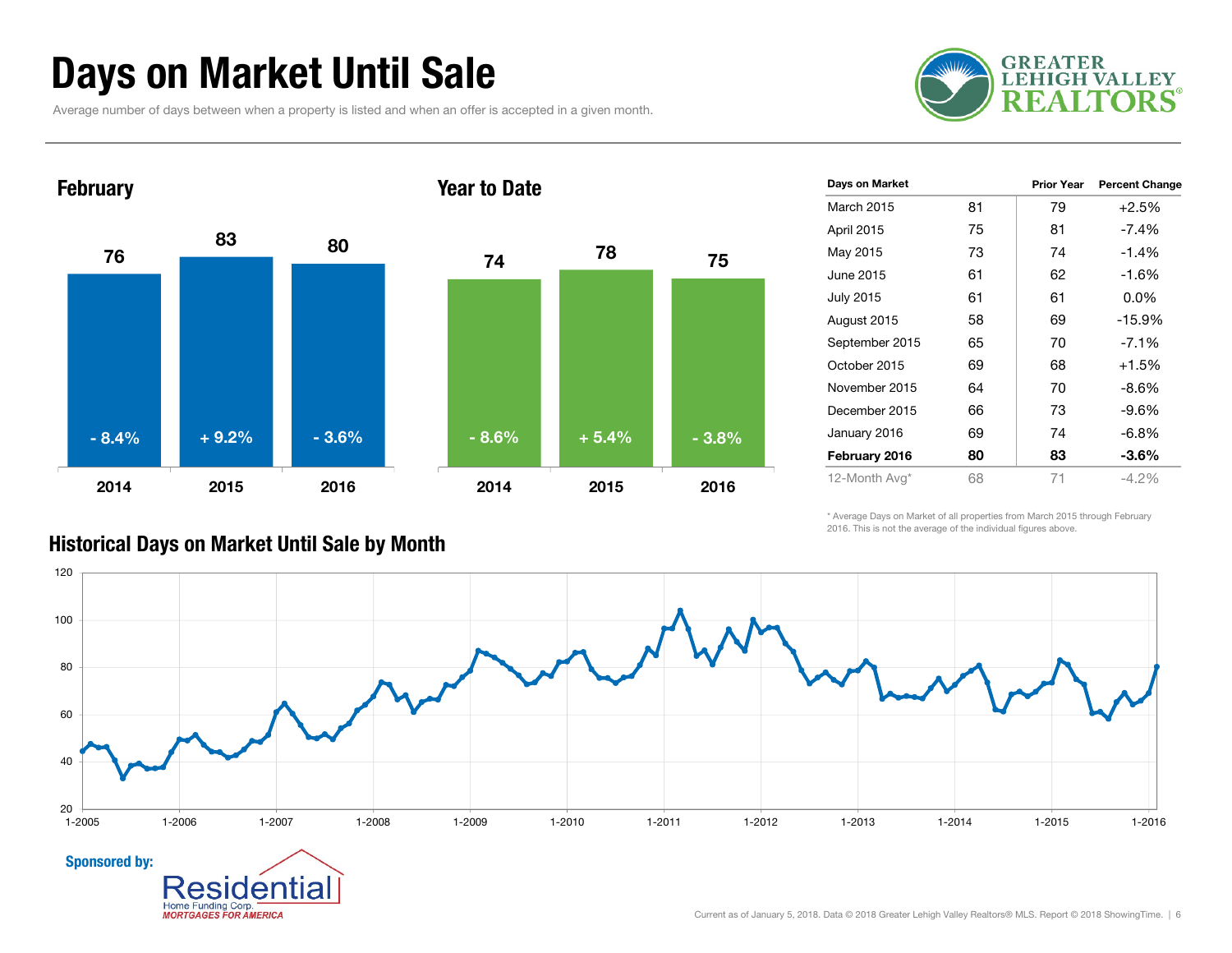# Days on Market Until Sale

Average number of days between when a property is listed and when an offer is accepted in a given month.

GREATER LEHIGH VALLEY REALTORS®

## February

| Year | Days | Change |
|---|---|---|
| 2014 | 76 | - 8.4% |
| 2015 | 83 | + 9.2% |
| 2016 | 80 | - 3.6% |

## Year to Date

| Year | Days | Change |
|---|---|---|
| 2014 | 74 | - 8.6% |
| 2015 | 78 | + 5.4% |
| 2016 | 75 | - 3.8% |

| Days on Market | | Prior Year | Percent Change |
|---|---|---|---|
| March 2015 | 81 | 79 | +2.5% |
| April 2015 | 75 | 81 | -7.4% |
| May 2015 | 73 | 74 | -1.4% |
| June 2015 | 61 | 62 | -1.6% |
| July 2015 | 61 | 61 | 0.0% |
| August 2015 | 58 | 69 | -15.9% |
| September 2015 | 65 | 70 | -7.1% |
| October 2015 | 69 | 68 | +1.5% |
| November 2015 | 64 | 70 | -8.6% |
| December 2015 | 66 | 73 | -9.6% |
| January 2016 | 69 | 74 | -6.8% |
| **February 2016** | **80** | **83** | **-3.6%** |
| 12-Month Avg* | 68 | 71 | -4.2% |

\* Average Days on Market of all properties from March 2015 through February 2016. This is not the average of the individual figures above.

## Historical Days on Market Until Sale by Month

Sponsored by: Residential Home Funding Corp. MORTGAGES FOR AMERICA

Current as of January 5, 2018. Data © 2018 Greater Lehigh Valley Realtors® MLS. Report © 2018 ShowingTime.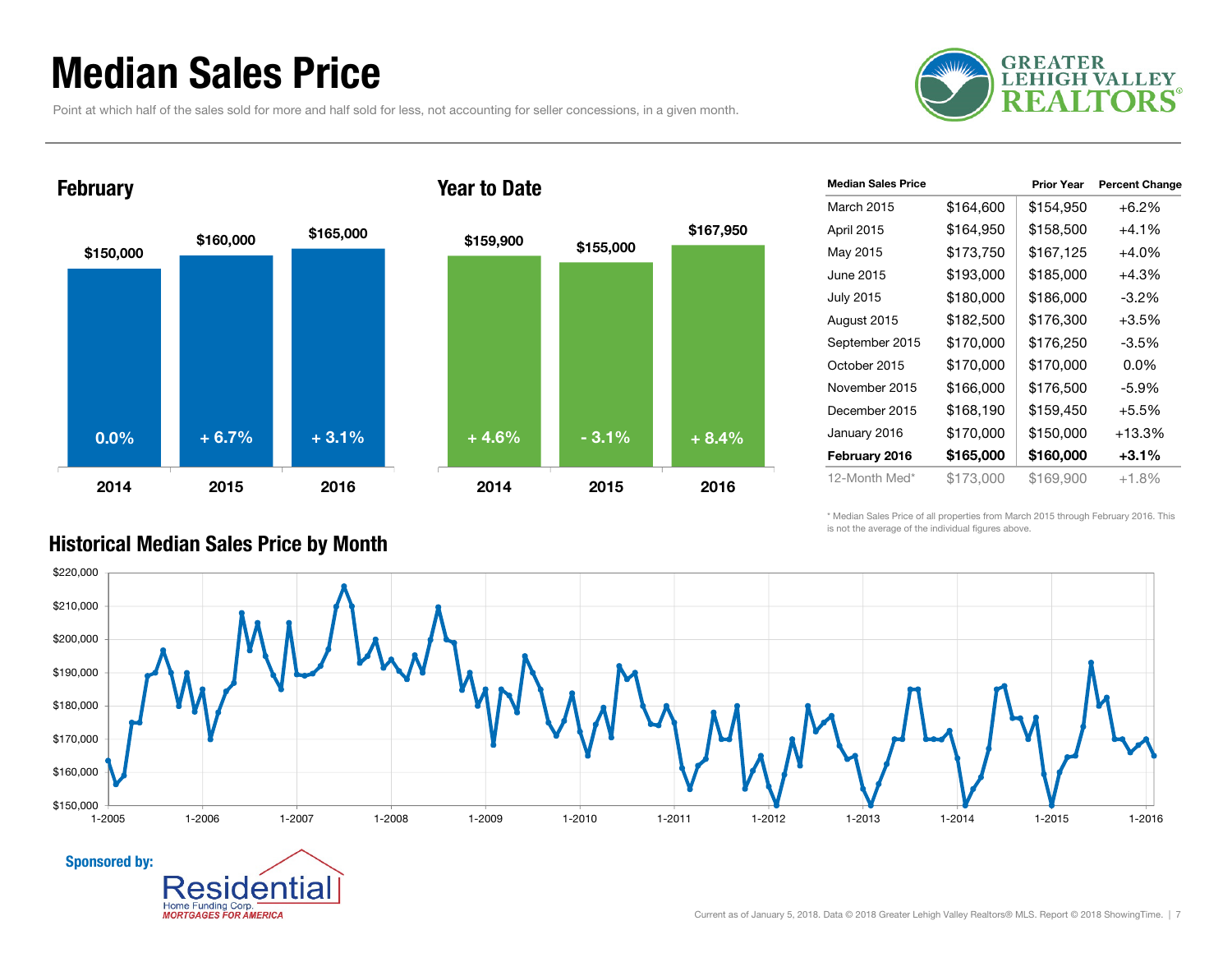# Median Sales Price

Point at which half of the sales sold for more and half sold for less, not accounting for seller concessions, in a given month.

GREATER LEHIGH VALLEY REALTORS®

## February

| | 2014 | 2015 | 2016 |
|---|---|---|---|
| Median Sales Price | $150,000 | $160,000 | $165,000 |
| Change | 0.0% | + 6.7% | + 3.1% |

## Year to Date

| | 2014 | 2015 | 2016 |
|---|---|---|---|
| Median Sales Price | $159,900 | $155,000 | $167,950 |
| Change | + 4.6% | - 3.1% | + 8.4% |

| Median Sales Price | | Prior Year | Percent Change |
|---|---|---|---|
| March 2015 | $164,600 | $154,950 | +6.2% |
| April 2015 | $164,950 | $158,500 | +4.1% |
| May 2015 | $173,750 | $167,125 | +4.0% |
| June 2015 | $193,000 | $185,000 | +4.3% |
| July 2015 | $180,000 | $186,000 | -3.2% |
| August 2015 | $182,500 | $176,300 | +3.5% |
| September 2015 | $170,000 | $176,250 | -3.5% |
| October 2015 | $170,000 | $170,000 | 0.0% |
| November 2015 | $166,000 | $176,500 | -5.9% |
| December 2015 | $168,190 | $159,450 | +5.5% |
| January 2016 | $170,000 | $150,000 | +13.3% |
| **February 2016** | **$165,000** | **$160,000** | **+3.1%** |
| 12-Month Med* | $173,000 | $169,900 | +1.8% |

* Median Sales Price of all properties from March 2015 through February 2016. This is not the average of the individual figures above.

## Historical Median Sales Price by Month

Sponsored by: Residential Home Funding Corp. MORTGAGES FOR AMERICA

Current as of January 5, 2018. Data © 2018 Greater Lehigh Valley Realtors® MLS. Report © 2018 ShowingTime.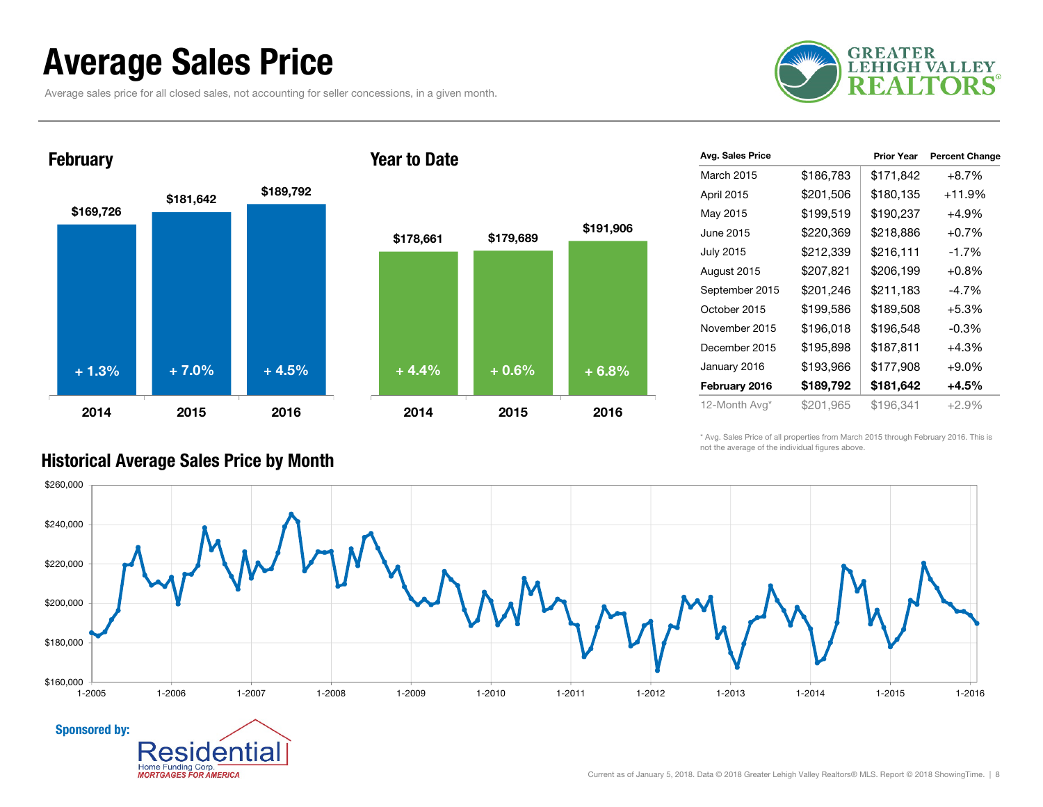# Average Sales Price

Average sales price for all closed sales, not accounting for seller concessions, in a given month.

## February

| Year | Average Sales Price | Change |
| --- | --- | --- |
| 2014 | $169,726 | + 1.3% |
| 2015 | $181,642 | + 7.0% |
| 2016 | $189,792 | + 4.5% |

## Year to Date

| Year | Average Sales Price | Change |
| --- | --- | --- |
| 2014 | $178,661 | + 4.4% |
| 2015 | $179,689 | + 0.6% |
| 2016 | $191,906 | + 6.8% |

| Avg. Sales Price | | Prior Year | Percent Change |
| --- | --- | --- | --- |
| March 2015 | $186,783 | $171,842 | +8.7% |
| April 2015 | $201,506 | $180,135 | +11.9% |
| May 2015 | $199,519 | $190,237 | +4.9% |
| June 2015 | $220,369 | $218,886 | +0.7% |
| July 2015 | $212,339 | $216,111 | -1.7% |
| August 2015 | $207,821 | $206,199 | +0.8% |
| September 2015 | $201,246 | $211,183 | -4.7% |
| October 2015 | $199,586 | $189,508 | +5.3% |
| November 2015 | $196,018 | $196,548 | -0.3% |
| December 2015 | $195,898 | $187,811 | +4.3% |
| January 2016 | $193,966 | $177,908 | +9.0% |
| **February 2016** | **$189,792** | **$181,642** | **+4.5%** |
| 12-Month Avg* | $201,965 | $196,341 | +2.9% |

\* Avg. Sales Price of all properties from March 2015 through February 2016. This is not the average of the individual figures above.

## Historical Average Sales Price by Month

Sponsored by: Residential Home Funding Corp. MORTGAGES FOR AMERICA

Current as of January 5, 2018. Data © 2018 Greater Lehigh Valley Realtors® MLS. Report © 2018 ShowingTime.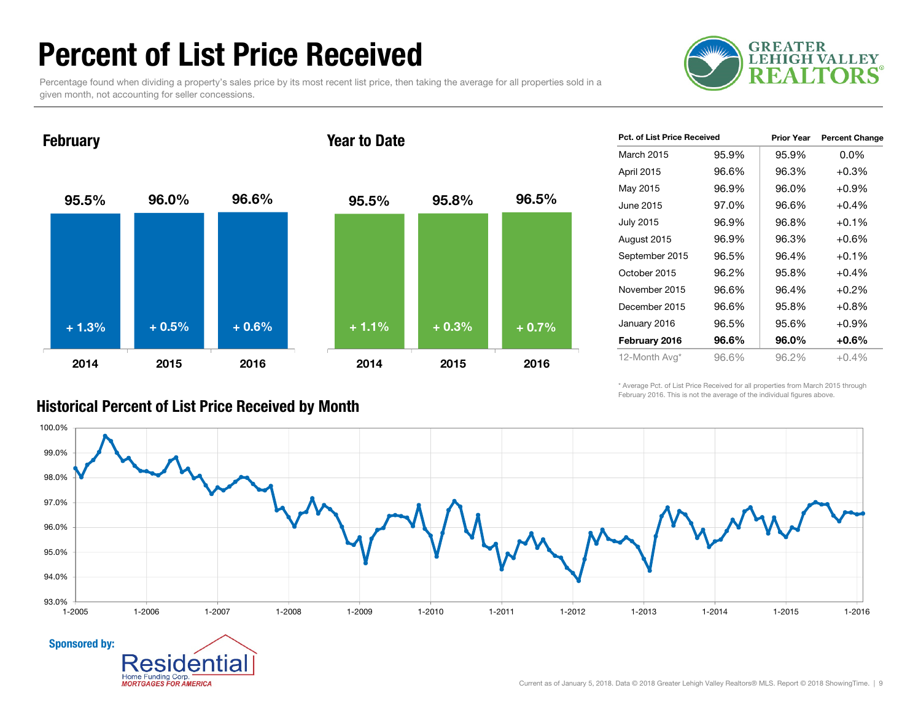# Percent of List Price Received

Percentage found when dividing a property's sales price by its most recent list price, then taking the average for all properties sold in a given month, not accounting for seller concessions.

## February

| Year | Pct. of List Price Received | Change |
|---|---|---|
| 2014 | 95.5% | + 1.3% |
| 2015 | 96.0% | + 0.5% |
| 2016 | 96.6% | + 0.6% |

## Year to Date

| Year | Pct. of List Price Received | Change |
|---|---|---|
| 2014 | 95.5% | + 1.1% |
| 2015 | 95.8% | + 0.3% |
| 2016 | 96.5% | + 0.7% |

| Pct. of List Price Received | | Prior Year | Percent Change |
|---|---|---|---|
| March 2015 | 95.9% | 95.9% | 0.0% |
| April 2015 | 96.6% | 96.3% | +0.3% |
| May 2015 | 96.9% | 96.0% | +0.9% |
| June 2015 | 97.0% | 96.6% | +0.4% |
| July 2015 | 96.9% | 96.8% | +0.1% |
| August 2015 | 96.9% | 96.3% | +0.6% |
| September 2015 | 96.5% | 96.4% | +0.1% |
| October 2015 | 96.2% | 95.8% | +0.4% |
| November 2015 | 96.6% | 96.4% | +0.2% |
| December 2015 | 96.6% | 95.8% | +0.8% |
| January 2016 | 96.5% | 95.6% | +0.9% |
| **February 2016** | **96.6%** | **96.0%** | **+0.6%** |
| 12-Month Avg* | 96.6% | 96.2% | +0.4% |

\* Average Pct. of List Price Received for all properties from March 2015 through February 2016. This is not the average of the individual figures above.

## Historical Percent of List Price Received by Month

Sponsored by: Residential Home Funding Corp. MORTGAGES FOR AMERICA

Current as of January 5, 2018. Data © 2018 Greater Lehigh Valley Realtors® MLS. Report © 2018 ShowingTime.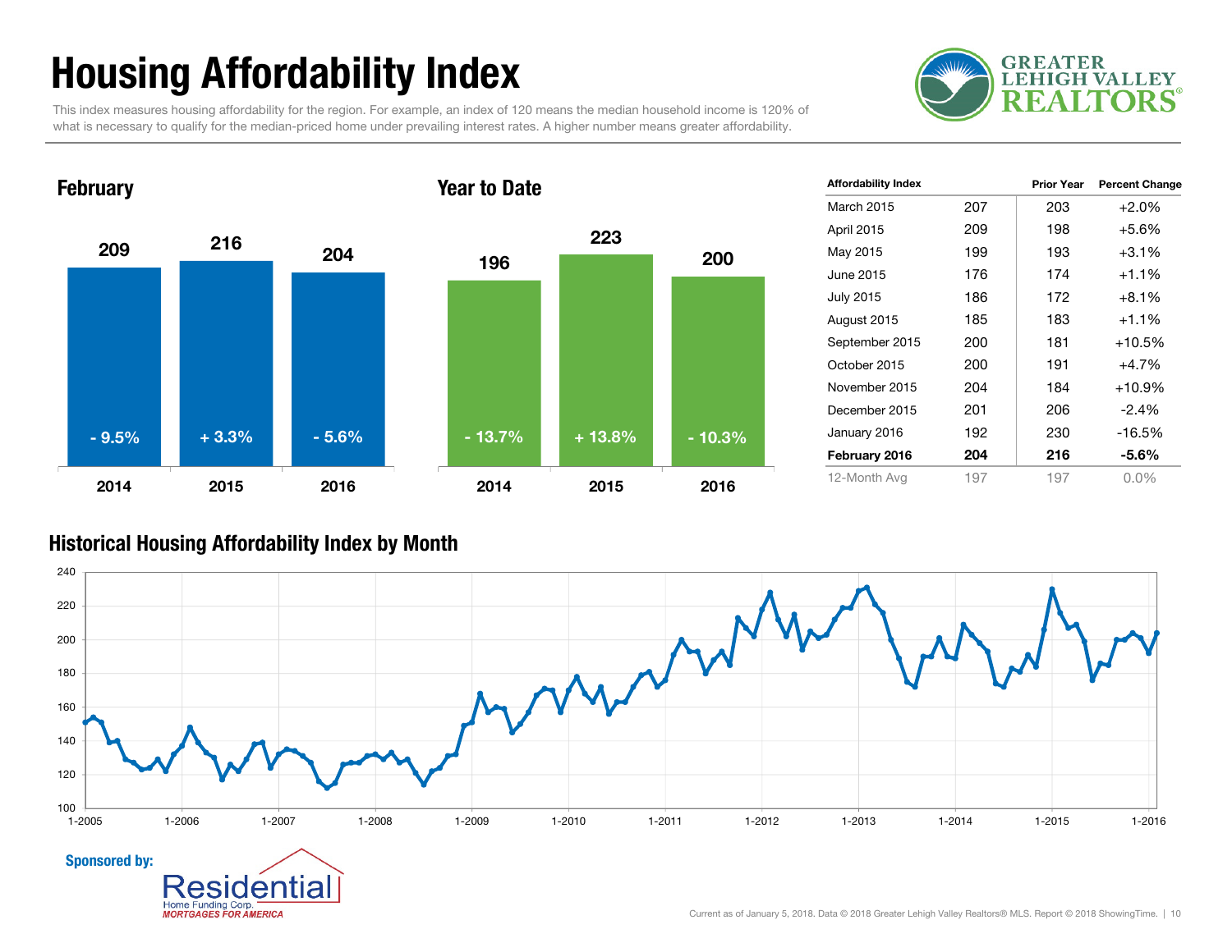# Housing Affordability Index

This index measures housing affordability for the region. For example, an index of 120 means the median household income is 120% of what is necessary to qualify for the median-priced home under prevailing interest rates. A higher number means greater affordability.

GREATER LEHIGH VALLEY REALTORS®

## February

| Year | Index | Change |
|---|---|---|
| 2014 | 209 | - 9.5% |
| 2015 | 216 | + 3.3% |
| 2016 | 204 | - 5.6% |

## Year to Date

| Year | Index | Change |
|---|---|---|
| 2014 | 196 | - 13.7% |
| 2015 | 223 | + 13.8% |
| 2016 | 200 | - 10.3% |

| Affordability Index | | Prior Year | Percent Change |
|---|---|---|---|
| March 2015 | 207 | 203 | +2.0% |
| April 2015 | 209 | 198 | +5.6% |
| May 2015 | 199 | 193 | +3.1% |
| June 2015 | 176 | 174 | +1.1% |
| July 2015 | 186 | 172 | +8.1% |
| August 2015 | 185 | 183 | +1.1% |
| September 2015 | 200 | 181 | +10.5% |
| October 2015 | 200 | 191 | +4.7% |
| November 2015 | 204 | 184 | +10.9% |
| December 2015 | 201 | 206 | -2.4% |
| January 2016 | 192 | 230 | -16.5% |
| **February 2016** | **204** | **216** | **-5.6%** |
| 12-Month Avg | 197 | 197 | 0.0% |

## Historical Housing Affordability Index by Month

**Sponsored by:** Residential Home Funding Corp. MORTGAGES FOR AMERICA

Current as of January 5, 2018. Data © 2018 Greater Lehigh Valley Realtors® MLS. Report © 2018 ShowingTime.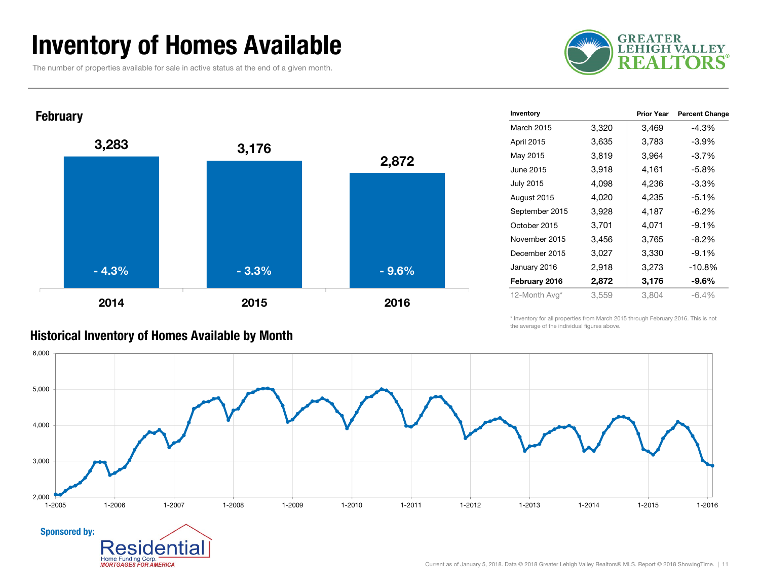# Inventory of Homes Available

The number of properties available for sale in active status at the end of a given month.

GREATER LEHIGH VALLEY REALTORS®

## February

| Year | Inventory | Change |
|---|---|---|
| 2014 | 3,283 | - 4.3% |
| 2015 | 3,176 | - 3.3% |
| 2016 | 2,872 | - 9.6% |

| Inventory | | Prior Year | Percent Change |
|---|---|---|---|
| March 2015 | 3,320 | 3,469 | -4.3% |
| April 2015 | 3,635 | 3,783 | -3.9% |
| May 2015 | 3,819 | 3,964 | -3.7% |
| June 2015 | 3,918 | 4,161 | -5.8% |
| July 2015 | 4,098 | 4,236 | -3.3% |
| August 2015 | 4,020 | 4,235 | -5.1% |
| September 2015 | 3,928 | 4,187 | -6.2% |
| October 2015 | 3,701 | 4,071 | -9.1% |
| November 2015 | 3,456 | 3,765 | -8.2% |
| December 2015 | 3,027 | 3,330 | -9.1% |
| January 2016 | 2,918 | 3,273 | -10.8% |
| **February 2016** | **2,872** | **3,176** | **-9.6%** |
| 12-Month Avg* | 3,559 | 3,804 | -6.4% |

\* Inventory for all properties from March 2015 through February 2016. This is not the average of the individual figures above.

## Historical Inventory of Homes Available by Month

Sponsored by: Residential Home Funding Corp. *MORTGAGES FOR AMERICA*

Current as of January 5, 2018. Data © 2018 Greater Lehigh Valley Realtors® MLS. Report © 2018 ShowingTime.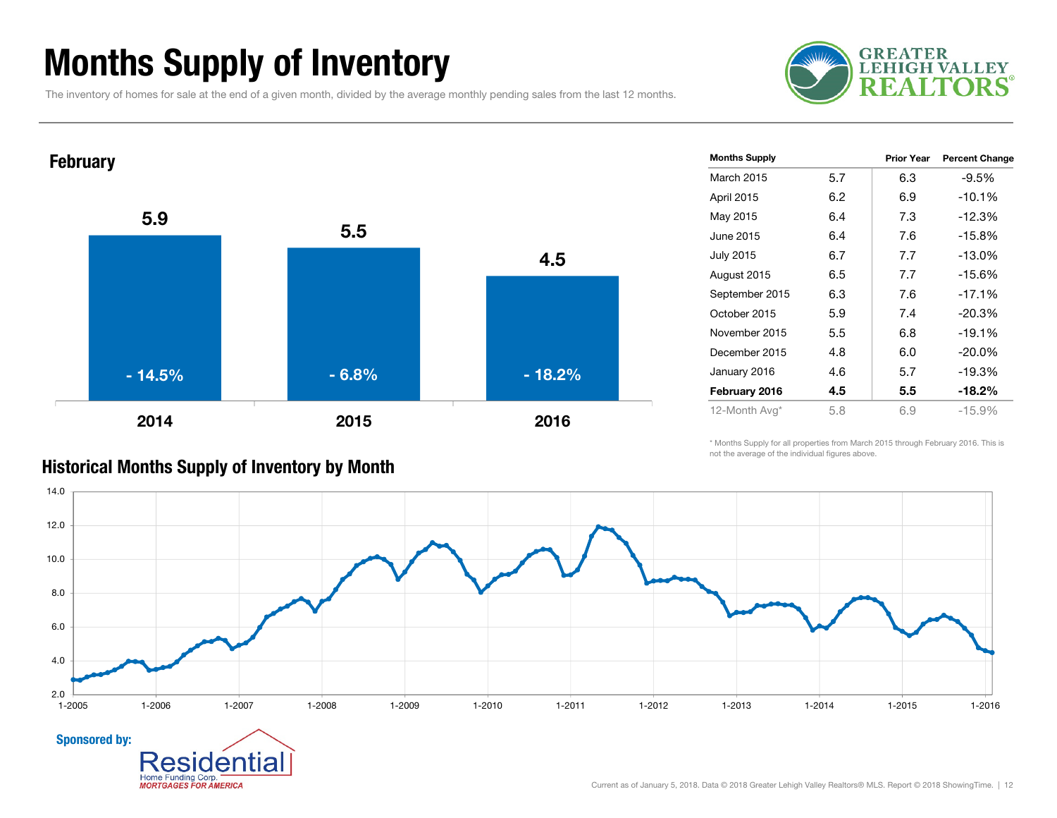# Months Supply of Inventory

The inventory of homes for sale at the end of a given month, divided by the average monthly pending sales from the last 12 months.

## February

| Year | Months Supply | Percent Change |
|---|---|---|
| 2014 | 5.9 | - 14.5% |
| 2015 | 5.5 | - 6.8% |
| 2016 | 4.5 | - 18.2% |

| Months Supply | | Prior Year | Percent Change |
|---|---|---|---|
| March 2015 | 5.7 | 6.3 | -9.5% |
| April 2015 | 6.2 | 6.9 | -10.1% |
| May 2015 | 6.4 | 7.3 | -12.3% |
| June 2015 | 6.4 | 7.6 | -15.8% |
| July 2015 | 6.7 | 7.7 | -13.0% |
| August 2015 | 6.5 | 7.7 | -15.6% |
| September 2015 | 6.3 | 7.6 | -17.1% |
| October 2015 | 5.9 | 7.4 | -20.3% |
| November 2015 | 5.5 | 6.8 | -19.1% |
| December 2015 | 4.8 | 6.0 | -20.0% |
| January 2016 | 4.6 | 5.7 | -19.3% |
| **February 2016** | **4.5** | **5.5** | **-18.2%** |
| 12-Month Avg* | 5.8 | 6.9 | -15.9% |

\* Months Supply for all properties from March 2015 through February 2016. This is not the average of the individual figures above.

## Historical Months Supply of Inventory by Month

Sponsored by: Residential Home Funding Corp. MORTGAGES FOR AMERICA

Current as of January 5, 2018. Data © 2018 Greater Lehigh Valley Realtors® MLS. Report © 2018 ShowingTime.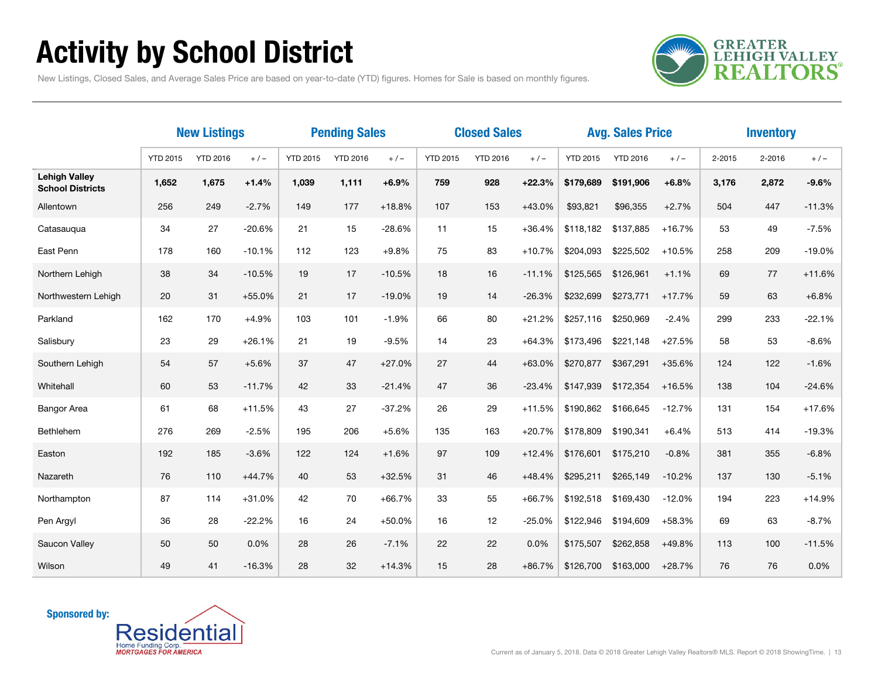# Activity by School District

New Listings, Closed Sales, and Average Sales Price are based on year-to-date (YTD) figures. Homes for Sale is based on monthly figures.

| | New Listings | | | Pending Sales | | | Closed Sales | | | Avg. Sales Price | | | Inventory | | |
|---|---|---|---|---|---|---|---|---|---|---|---|---|---|---|---|
| | YTD 2015 | YTD 2016 | + / – | YTD 2015 | YTD 2016 | + / – | YTD 2015 | YTD 2016 | + / – | YTD 2015 | YTD 2016 | + / – | 2-2015 | 2-2016 | + / – |
| **Lehigh Valley School Districts** | **1,652** | **1,675** | **+1.4%** | **1,039** | **1,111** | **+6.9%** | **759** | **928** | **+22.3%** | **$179,689** | **$191,906** | **+6.8%** | **3,176** | **2,872** | **-9.6%** |
| Allentown | 256 | 249 | -2.7% | 149 | 177 | +18.8% | 107 | 153 | +43.0% | $93,821 | $96,355 | +2.7% | 504 | 447 | -11.3% |
| Catasauqua | 34 | 27 | -20.6% | 21 | 15 | -28.6% | 11 | 15 | +36.4% | $118,182 | $137,885 | +16.7% | 53 | 49 | -7.5% |
| East Penn | 178 | 160 | -10.1% | 112 | 123 | +9.8% | 75 | 83 | +10.7% | $204,093 | $225,502 | +10.5% | 258 | 209 | -19.0% |
| Northern Lehigh | 38 | 34 | -10.5% | 19 | 17 | -10.5% | 18 | 16 | -11.1% | $125,565 | $126,961 | +1.1% | 69 | 77 | +11.6% |
| Northwestern Lehigh | 20 | 31 | +55.0% | 21 | 17 | -19.0% | 19 | 14 | -26.3% | $232,699 | $273,771 | +17.7% | 59 | 63 | +6.8% |
| Parkland | 162 | 170 | +4.9% | 103 | 101 | -1.9% | 66 | 80 | +21.2% | $257,116 | $250,969 | -2.4% | 299 | 233 | -22.1% |
| Salisbury | 23 | 29 | +26.1% | 21 | 19 | -9.5% | 14 | 23 | +64.3% | $173,496 | $221,148 | +27.5% | 58 | 53 | -8.6% |
| Southern Lehigh | 54 | 57 | +5.6% | 37 | 47 | +27.0% | 27 | 44 | +63.0% | $270,877 | $367,291 | +35.6% | 124 | 122 | -1.6% |
| Whitehall | 60 | 53 | -11.7% | 42 | 33 | -21.4% | 47 | 36 | -23.4% | $147,939 | $172,354 | +16.5% | 138 | 104 | -24.6% |
| Bangor Area | 61 | 68 | +11.5% | 43 | 27 | -37.2% | 26 | 29 | +11.5% | $190,862 | $166,645 | -12.7% | 131 | 154 | +17.6% |
| Bethlehem | 276 | 269 | -2.5% | 195 | 206 | +5.6% | 135 | 163 | +20.7% | $178,809 | $190,341 | +6.4% | 513 | 414 | -19.3% |
| Easton | 192 | 185 | -3.6% | 122 | 124 | +1.6% | 97 | 109 | +12.4% | $176,601 | $175,210 | -0.8% | 381 | 355 | -6.8% |
| Nazareth | 76 | 110 | +44.7% | 40 | 53 | +32.5% | 31 | 46 | +48.4% | $295,211 | $265,149 | -10.2% | 137 | 130 | -5.1% |
| Northampton | 87 | 114 | +31.0% | 42 | 70 | +66.7% | 33 | 55 | +66.7% | $192,518 | $169,430 | -12.0% | 194 | 223 | +14.9% |
| Pen Argyl | 36 | 28 | -22.2% | 16 | 24 | +50.0% | 16 | 12 | -25.0% | $122,946 | $194,609 | +58.3% | 69 | 63 | -8.7% |
| Saucon Valley | 50 | 50 | 0.0% | 28 | 26 | -7.1% | 22 | 22 | 0.0% | $175,507 | $262,858 | +49.8% | 113 | 100 | -11.5% |
| Wilson | 49 | 41 | -16.3% | 28 | 32 | +14.3% | 15 | 28 | +86.7% | $126,700 | $163,000 | +28.7% | 76 | 76 | 0.0% |

**Sponsored by:** Residential Home Funding Corp. *MORTGAGES FOR AMERICA*

Current as of January 5, 2018. Data © 2018 Greater Lehigh Valley Realtors® MLS. Report © 2018 ShowingTime.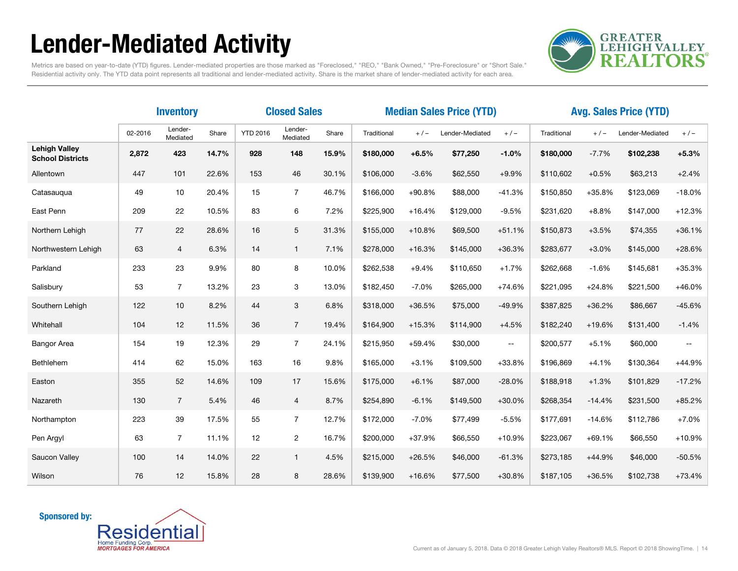# Lender-Mediated Activity

Metrics are based on year-to-date (YTD) figures. Lender-mediated properties are those marked as "Foreclosed," "REO," "Bank Owned," "Pre-Foreclosure" or "Short Sale." Residential activity only. The YTD data point represents all traditional and lender-mediated activity. Share is the market share of lender-mediated activity for each area.

| | Inventory | | | Closed Sales | | | Median Sales Price (YTD) | | | | Avg. Sales Price (YTD) | | | |
|---|---|---|---|---|---|---|---|---|---|---|---|---|---|---|
| | 02-2016 | Lender-Mediated | Share | YTD 2016 | Lender-Mediated | Share | Traditional | + / – | Lender-Mediated | + / – | Traditional | + / – | Lender-Mediated | + / – |
| **Lehigh Valley School Districts** | **2,872** | **423** | **14.7%** | **928** | **148** | **15.9%** | **$180,000** | **+6.5%** | **$77,250** | **-1.0%** | **$180,000** | -7.7% | **$102,238** | **+5.3%** |
| Allentown | 447 | 101 | 22.6% | 153 | 46 | 30.1% | $106,000 | -3.6% | $62,550 | +9.9% | $110,602 | +0.5% | $63,213 | +2.4% |
| Catasauqua | 49 | 10 | 20.4% | 15 | 7 | 46.7% | $166,000 | +90.8% | $88,000 | -41.3% | $150,850 | +35.8% | $123,069 | -18.0% |
| East Penn | 209 | 22 | 10.5% | 83 | 6 | 7.2% | $225,900 | +16.4% | $129,000 | -9.5% | $231,620 | +8.8% | $147,000 | +12.3% |
| Northern Lehigh | 77 | 22 | 28.6% | 16 | 5 | 31.3% | $155,000 | +10.8% | $69,500 | +51.1% | $150,873 | +3.5% | $74,355 | +36.1% |
| Northwestern Lehigh | 63 | 4 | 6.3% | 14 | 1 | 7.1% | $278,000 | +16.3% | $145,000 | +36.3% | $283,677 | +3.0% | $145,000 | +28.6% |
| Parkland | 233 | 23 | 9.9% | 80 | 8 | 10.0% | $262,538 | +9.4% | $110,650 | +1.7% | $262,668 | -1.6% | $145,681 | +35.3% |
| Salisbury | 53 | 7 | 13.2% | 23 | 3 | 13.0% | $182,450 | -7.0% | $265,000 | +74.6% | $221,095 | +24.8% | $221,500 | +46.0% |
| Southern Lehigh | 122 | 10 | 8.2% | 44 | 3 | 6.8% | $318,000 | +36.5% | $75,000 | -49.9% | $387,825 | +36.2% | $86,667 | -45.6% |
| Whitehall | 104 | 12 | 11.5% | 36 | 7 | 19.4% | $164,900 | +15.3% | $114,900 | +4.5% | $182,240 | +19.6% | $131,400 | -1.4% |
| Bangor Area | 154 | 19 | 12.3% | 29 | 7 | 24.1% | $215,950 | +59.4% | $30,000 | -- | $200,577 | +5.1% | $60,000 | -- |
| Bethlehem | 414 | 62 | 15.0% | 163 | 16 | 9.8% | $165,000 | +3.1% | $109,500 | +33.8% | $196,869 | +4.1% | $130,364 | +44.9% |
| Easton | 355 | 52 | 14.6% | 109 | 17 | 15.6% | $175,000 | +6.1% | $87,000 | -28.0% | $188,918 | +1.3% | $101,829 | -17.2% |
| Nazareth | 130 | 7 | 5.4% | 46 | 4 | 8.7% | $254,890 | -6.1% | $149,500 | +30.0% | $268,354 | -14.4% | $231,500 | +85.2% |
| Northampton | 223 | 39 | 17.5% | 55 | 7 | 12.7% | $172,000 | -7.0% | $77,499 | -5.5% | $177,691 | -14.6% | $112,786 | +7.0% |
| Pen Argyl | 63 | 7 | 11.1% | 12 | 2 | 16.7% | $200,000 | +37.9% | $66,550 | +10.9% | $223,067 | +69.1% | $66,550 | +10.9% |
| Saucon Valley | 100 | 14 | 14.0% | 22 | 1 | 4.5% | $215,000 | +26.5% | $46,000 | -61.3% | $273,185 | +44.9% | $46,000 | -50.5% |
| Wilson | 76 | 12 | 15.8% | 28 | 8 | 28.6% | $139,900 | +16.6% | $77,500 | +30.8% | $187,105 | +36.5% | $102,738 | +73.4% |

**Sponsored by:** Residential Home Funding Corp. *MORTGAGES FOR AMERICA*

Current as of January 5, 2018. Data © 2018 Greater Lehigh Valley Realtors® MLS. Report © 2018 ShowingTime.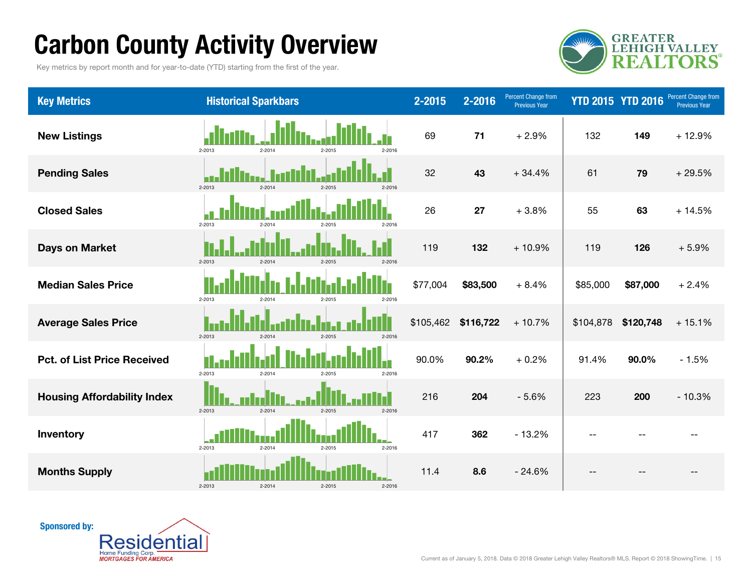# Carbon County Activity Overview

Key metrics by report month and for year-to-date (YTD) starting from the first of the year.

GREATER LEHIGH VALLEY REALTORS®

| Key Metrics | Historical Sparkbars | 2-2015 | 2-2016 | Percent Change from Previous Year | YTD 2015 | YTD 2016 | Percent Change from Previous Year |
|---|---|---|---|---|---|---|---|
| New Listings | 2-2013 2-2014 2-2015 2-2016 | 69 | **71** | + 2.9% | 132 | **149** | + 12.9% |
| Pending Sales | 2-2013 2-2014 2-2015 2-2016 | 32 | **43** | + 34.4% | 61 | **79** | + 29.5% |
| Closed Sales | 2-2013 2-2014 2-2015 2-2016 | 26 | **27** | + 3.8% | 55 | **63** | + 14.5% |
| Days on Market | 2-2013 2-2014 2-2015 2-2016 | 119 | **132** | + 10.9% | 119 | **126** | + 5.9% |
| Median Sales Price | 2-2013 2-2014 2-2015 2-2016 | $77,004 | **$83,500** | + 8.4% | $85,000 | **$87,000** | + 2.4% |
| Average Sales Price | 2-2013 2-2014 2-2015 2-2016 | $105,462 | **$116,722** | + 10.7% | $104,878 | **$120,748** | + 15.1% |
| Pct. of List Price Received | 2-2013 2-2014 2-2015 2-2016 | 90.0% | **90.2%** | + 0.2% | 91.4% | **90.0%** | - 1.5% |
| Housing Affordability Index | 2-2013 2-2014 2-2015 2-2016 | 216 | **204** | - 5.6% | 223 | **200** | - 10.3% |
| Inventory | 2-2013 2-2014 2-2015 2-2016 | 417 | **362** | - 13.2% | -- | -- | -- |
| Months Supply | 2-2013 2-2014 2-2015 2-2016 | 11.4 | **8.6** | - 24.6% | -- | -- | -- |

**Sponsored by:**

Residential Home Funding Corp.
*MORTGAGES FOR AMERICA*

Current as of January 5, 2018. Data © 2018 Greater Lehigh Valley Realtors® MLS. Report © 2018 ShowingTime.